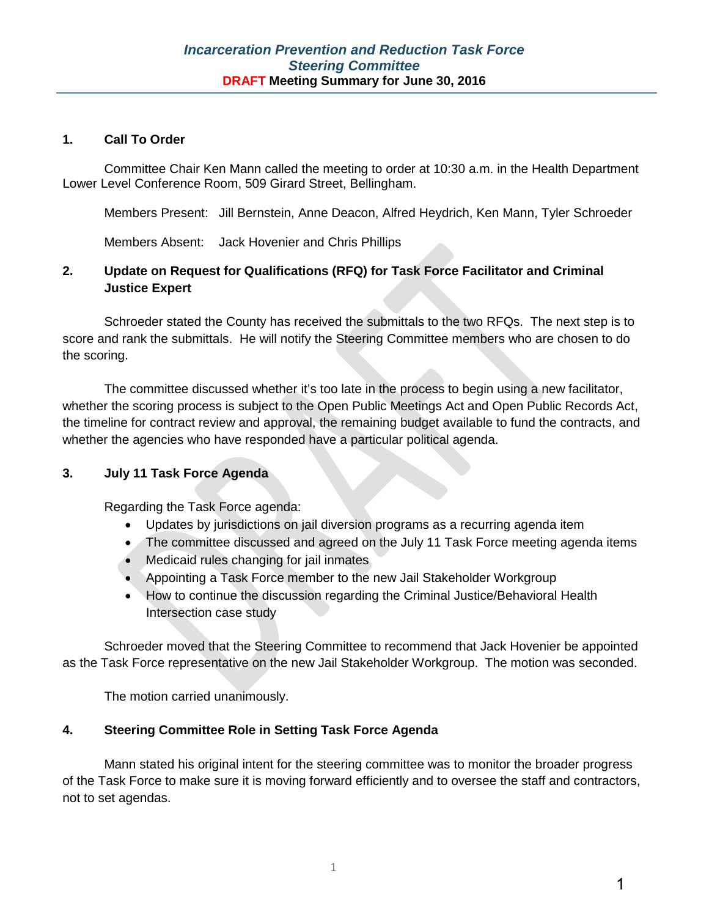# Incarceration Prevention and Reduction Task Force
## Steering Committee
**DRAFT Meeting Summary for June 30, 2016**

### 1. Call To Order

Committee Chair Ken Mann called the meeting to order at 10:30 a.m. in the Health Department Lower Level Conference Room, 509 Girard Street, Bellingham.

Members Present: Jill Bernstein, Anne Deacon, Alfred Heydrich, Ken Mann, Tyler Schroeder

Members Absent: Jack Hovenier and Chris Phillips

### 2. Update on Request for Qualifications (RFQ) for Task Force Facilitator and Criminal Justice Expert

Schroeder stated the County has received the submittals to the two RFQs. The next step is to score and rank the submittals. He will notify the Steering Committee members who are chosen to do the scoring.

The committee discussed whether it's too late in the process to begin using a new facilitator, whether the scoring process is subject to the Open Public Meetings Act and Open Public Records Act, the timeline for contract review and approval, the remaining budget available to fund the contracts, and whether the agencies who have responded have a particular political agenda.

### 3. July 11 Task Force Agenda

Regarding the Task Force agenda:

- Updates by jurisdictions on jail diversion programs as a recurring agenda item
- The committee discussed and agreed on the July 11 Task Force meeting agenda items
- Medicaid rules changing for jail inmates
- Appointing a Task Force member to the new Jail Stakeholder Workgroup
- How to continue the discussion regarding the Criminal Justice/Behavioral Health Intersection case study

Schroeder moved that the Steering Committee to recommend that Jack Hovenier be appointed as the Task Force representative on the new Jail Stakeholder Workgroup. The motion was seconded.

The motion carried unanimously.

### 4. Steering Committee Role in Setting Task Force Agenda

Mann stated his original intent for the steering committee was to monitor the broader progress of the Task Force to make sure it is moving forward efficiently and to oversee the staff and contractors, not to set agendas.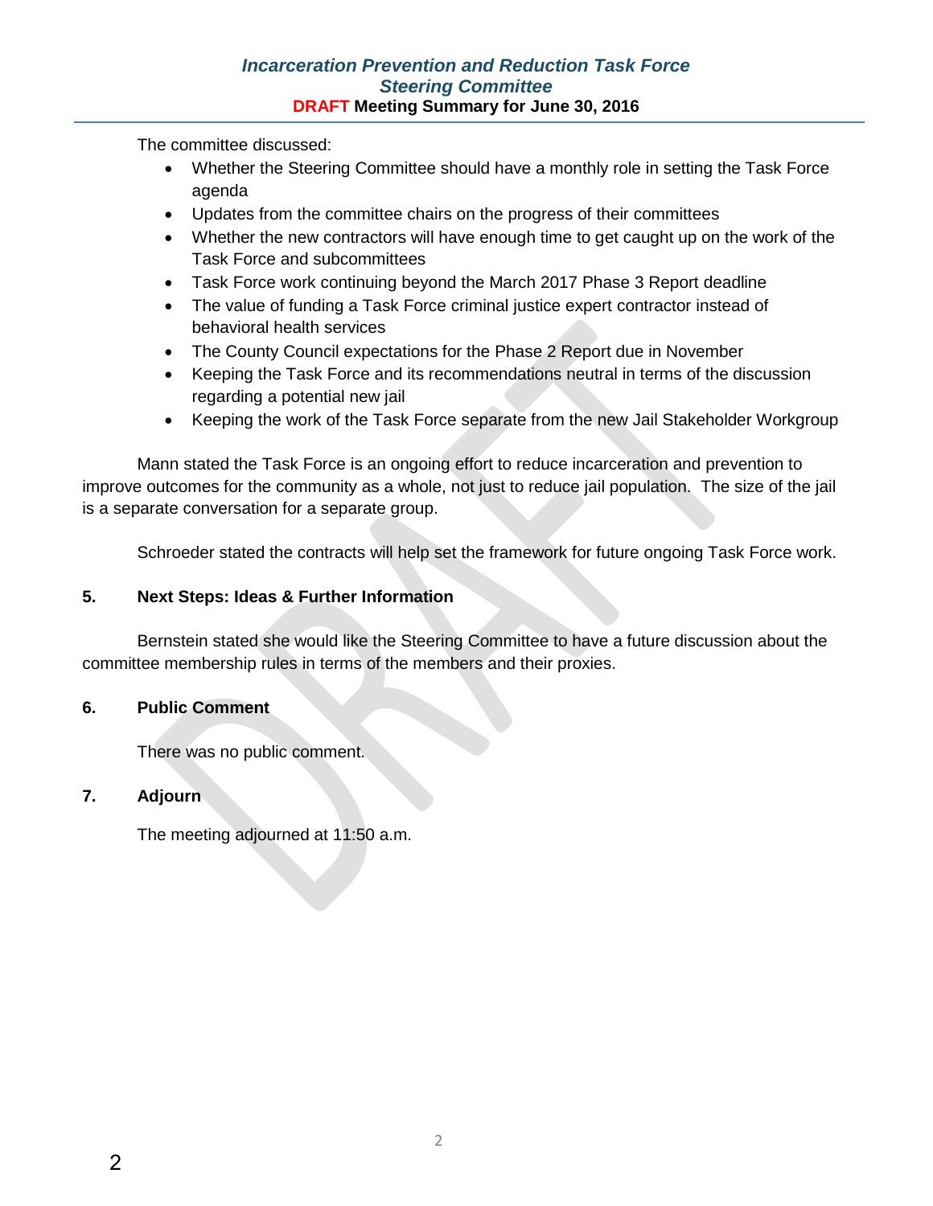The committee discussed:

- Whether the Steering Committee should have a monthly role in setting the Task Force agenda
- Updates from the committee chairs on the progress of their committees
- Whether the new contractors will have enough time to get caught up on the work of the Task Force and subcommittees
- Task Force work continuing beyond the March 2017 Phase 3 Report deadline
- The value of funding a Task Force criminal justice expert contractor instead of behavioral health services
- The County Council expectations for the Phase 2 Report due in November
- Keeping the Task Force and its recommendations neutral in terms of the discussion regarding a potential new jail
- Keeping the work of the Task Force separate from the new Jail Stakeholder Workgroup

Mann stated the Task Force is an ongoing effort to reduce incarceration and prevention to improve outcomes for the community as a whole, not just to reduce jail population. The size of the jail is a separate conversation for a separate group.

Schroeder stated the contracts will help set the framework for future ongoing Task Force work.

## 5. Next Steps: Ideas & Further Information

Bernstein stated she would like the Steering Committee to have a future discussion about the committee membership rules in terms of the members and their proxies.

## 6. Public Comment

There was no public comment.

## 7. Adjourn

The meeting adjourned at 11:50 a.m.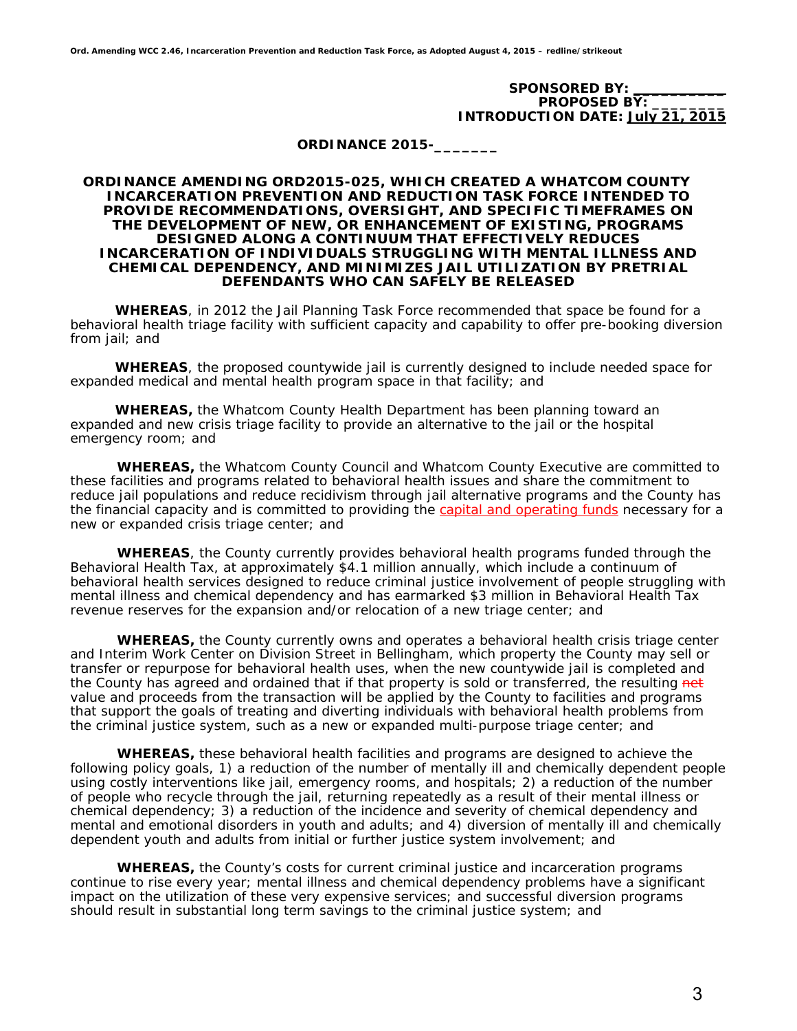**SPONSORED BY: \_\_\_\_\_\_\_\_\_\_\_**
**PROPOSED BY: \_\_\_\_\_\_\_\_\_**
**INTRODUCTION DATE: July 21, 2015**

**ORDINANCE 2015-\_\_\_\_\_\_\_**

**ORDINANCE AMENDING ORD2015-025, WHICH CREATED A WHATCOM COUNTY INCARCERATION PREVENTION AND REDUCTION TASK FORCE INTENDED TO PROVIDE RECOMMENDATIONS, OVERSIGHT, AND SPECIFIC TIMEFRAMES ON THE DEVELOPMENT OF NEW, OR ENHANCEMENT OF EXISTING, PROGRAMS DESIGNED ALONG A CONTINUUM THAT EFFECTIVELY REDUCES INCARCERATION OF INDIVIDUALS STRUGGLING WITH MENTAL ILLNESS AND CHEMICAL DEPENDENCY, AND MINIMIZES JAIL UTILIZATION BY PRETRIAL DEFENDANTS WHO CAN SAFELY BE RELEASED**

**WHEREAS**, in 2012 the Jail Planning Task Force recommended that space be found for a behavioral health triage facility with sufficient capacity and capability to offer pre-booking diversion from jail; and

**WHEREAS**, the proposed countywide jail is currently designed to include needed space for expanded medical and mental health program space in that facility; and

**WHEREAS,** the Whatcom County Health Department has been planning toward an expanded and new crisis triage facility to provide an alternative to the jail or the hospital emergency room; and

**WHEREAS,** the Whatcom County Council and Whatcom County Executive are committed to these facilities and programs related to behavioral health issues and share the commitment to reduce jail populations and reduce recidivism through jail alternative programs and the County has the financial capacity and is committed to providing the capital and operating funds necessary for a new or expanded crisis triage center; and

**WHEREAS**, the County currently provides behavioral health programs funded through the Behavioral Health Tax, at approximately $4.1 million annually, which include a continuum of behavioral health services designed to reduce criminal justice involvement of people struggling with mental illness and chemical dependency and has earmarked $3 million in Behavioral Health Tax revenue reserves for the expansion and/or relocation of a new triage center; and

**WHEREAS,** the County currently owns and operates a behavioral health crisis triage center and Interim Work Center on Division Street in Bellingham, which property the County may sell or transfer or repurpose for behavioral health uses, when the new countywide jail is completed and the County has agreed and ordained that if that property is sold or transferred, the resulting ~~net~~ value and proceeds from the transaction will be applied by the County to facilities and programs that support the goals of treating and diverting individuals with behavioral health problems from the criminal justice system, such as a new or expanded multi-purpose triage center; and

**WHEREAS,** these behavioral health facilities and programs are designed to achieve the following policy goals, 1) a reduction of the number of mentally ill and chemically dependent people using costly interventions like jail, emergency rooms, and hospitals; 2) a reduction of the number of people who recycle through the jail, returning repeatedly as a result of their mental illness or chemical dependency; 3) a reduction of the incidence and severity of chemical dependency and mental and emotional disorders in youth and adults; and 4) diversion of mentally ill and chemically dependent youth and adults from initial or further justice system involvement; and

**WHEREAS,** the County's costs for current criminal justice and incarceration programs continue to rise every year; mental illness and chemical dependency problems have a significant impact on the utilization of these very expensive services; and successful diversion programs should result in substantial long term savings to the criminal justice system; and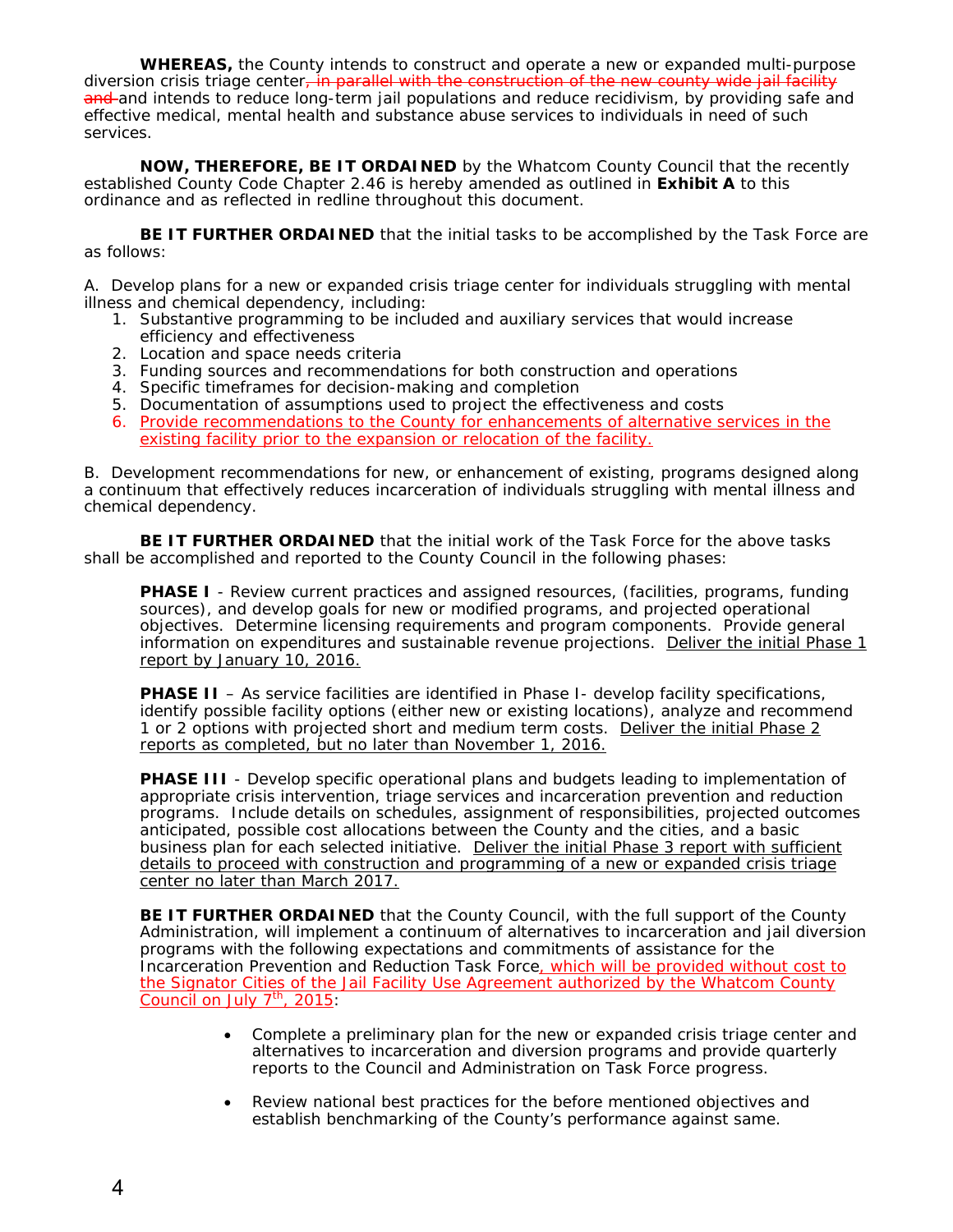**WHEREAS,** the County intends to construct and operate a new or expanded multi-purpose diversion crisis triage center~~, in parallel with the construction of the new county wide jail facility and~~ and intends to reduce long-term jail populations and reduce recidivism, by providing safe and effective medical, mental health and substance abuse services to individuals in need of such services.

**NOW, THEREFORE, BE IT ORDAINED** by the Whatcom County Council that the recently established County Code Chapter 2.46 is hereby amended as outlined in **Exhibit A** to this ordinance and as reflected in redline throughout this document.

**BE IT FURTHER ORDAINED** that the initial tasks to be accomplished by the Task Force are as follows:

A. Develop plans for a new or expanded crisis triage center for individuals struggling with mental illness and chemical dependency, including:

1. Substantive programming to be included and auxiliary services that would increase efficiency and effectiveness
2. Location and space needs criteria
3. Funding sources and recommendations for both construction and operations
4. Specific timeframes for decision-making and completion
5. Documentation of assumptions used to project the effectiveness and costs
6. <u>Provide recommendations to the County for enhancements of alternative services in the existing facility prior to the expansion or relocation of the facility.</u>

B. Development recommendations for new, or enhancement of existing, programs designed along a continuum that effectively reduces incarceration of individuals struggling with mental illness and chemical dependency.

**BE IT FURTHER ORDAINED** that the initial work of the Task Force for the above tasks shall be accomplished and reported to the County Council in the following phases:

**PHASE I** - Review current practices and assigned resources, (facilities, programs, funding sources), and develop goals for new or modified programs, and projected operational objectives. Determine licensing requirements and program components. Provide general information on expenditures and sustainable revenue projections. <u>Deliver the initial Phase 1 report by January 10, 2016.</u>

**PHASE II** – As service facilities are identified in Phase I- develop facility specifications, identify possible facility options (either new or existing locations), analyze and recommend 1 or 2 options with projected short and medium term costs. <u>Deliver the initial Phase 2 reports as completed, but no later than November 1, 2016.</u>

**PHASE III** - Develop specific operational plans and budgets leading to implementation of appropriate crisis intervention, triage services and incarceration prevention and reduction programs. Include details on schedules, assignment of responsibilities, projected outcomes anticipated, possible cost allocations between the County and the cities, and a basic business plan for each selected initiative. <u>Deliver the initial Phase 3 report with sufficient details to proceed with construction and programming of a new or expanded crisis triage center no later than March 2017.</u>

**BE IT FURTHER ORDAINED** that the County Council, with the full support of the County Administration, will implement a continuum of alternatives to incarceration and jail diversion programs with the following expectations and commitments of assistance for the Incarceration Prevention and Reduction Task Force<u>, which will be provided without cost to the Signator Cities of the Jail Facility Use Agreement authorized by the Whatcom County Council on July 7th, 2015</u>:

- Complete a preliminary plan for the new or expanded crisis triage center and alternatives to incarceration and diversion programs and provide quarterly reports to the Council and Administration on Task Force progress.
- Review national best practices for the before mentioned objectives and establish benchmarking of the County's performance against same.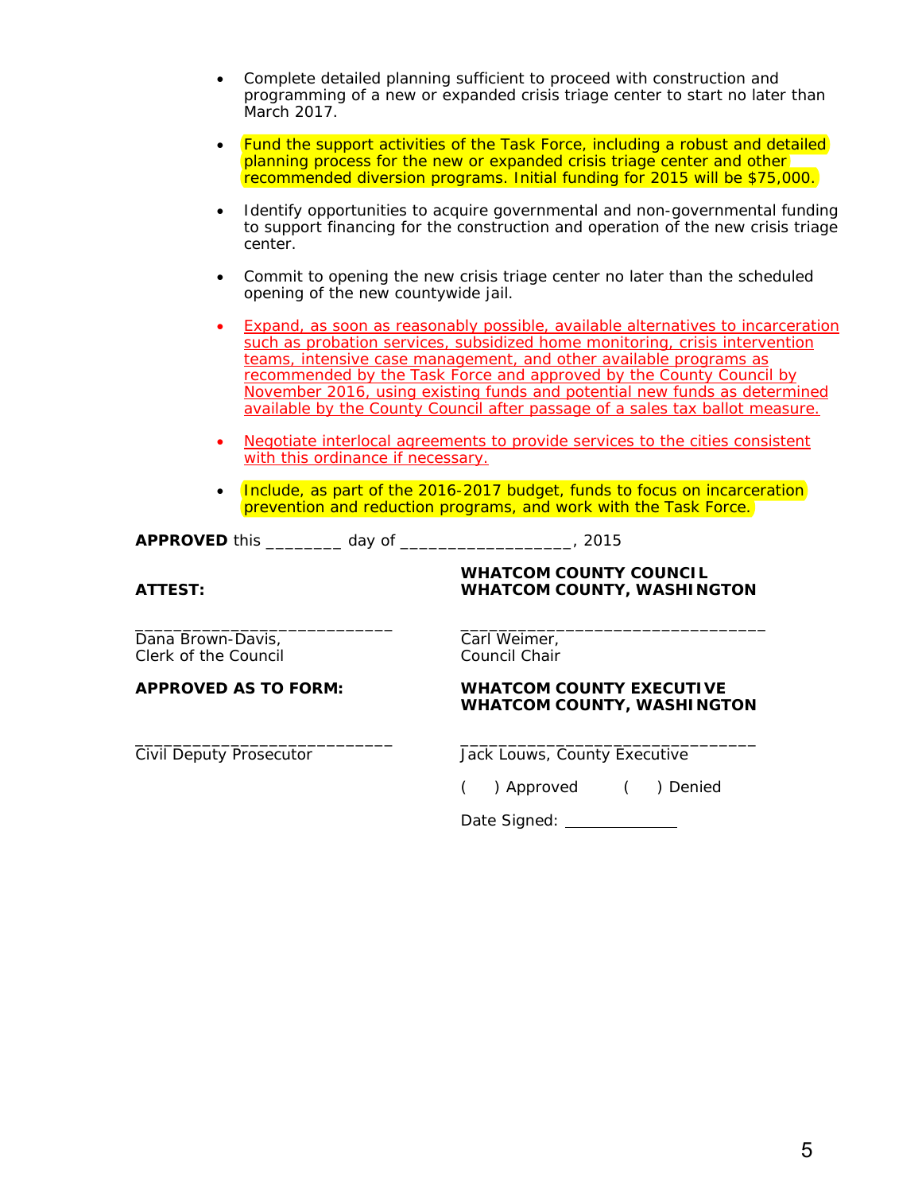- Complete detailed planning sufficient to proceed with construction and programming of a new or expanded crisis triage center to start no later than March 2017.

- Fund the support activities of the Task Force, including a robust and detailed planning process for the new or expanded crisis triage center and other recommended diversion programs. Initial funding for 2015 will be $75,000.

- Identify opportunities to acquire governmental and non-governmental funding to support financing for the construction and operation of the new crisis triage center.

- Commit to opening the new crisis triage center no later than the scheduled opening of the new countywide jail.

- Expand, as soon as reasonably possible, available alternatives to incarceration such as probation services, subsidized home monitoring, crisis intervention teams, intensive case management, and other available programs as recommended by the Task Force and approved by the County Council by November 2016, using existing funds and potential new funds as determined available by the County Council after passage of a sales tax ballot measure.

- Negotiate interlocal agreements to provide services to the cities consistent with this ordinance if necessary.

- Include, as part of the 2016-2017 budget, funds to focus on incarceration prevention and reduction programs, and work with the Task Force.

**APPROVED** this ________ day of ________________, 2015

**ATTEST:**

___________________________
Dana Brown-Davis,
Clerk of the Council

**WHATCOM COUNTY COUNCIL**
**WHATCOM COUNTY, WASHINGTON**

_______________________________
Carl Weimer,
Council Chair

**APPROVED AS TO FORM:**

___________________________
Civil Deputy Prosecutor

**WHATCOM COUNTY EXECUTIVE**
**WHATCOM COUNTY, WASHINGTON**

_______________________________
Jack Louws, County Executive

(  ) Approved    (  ) Denied

Date Signed: ____________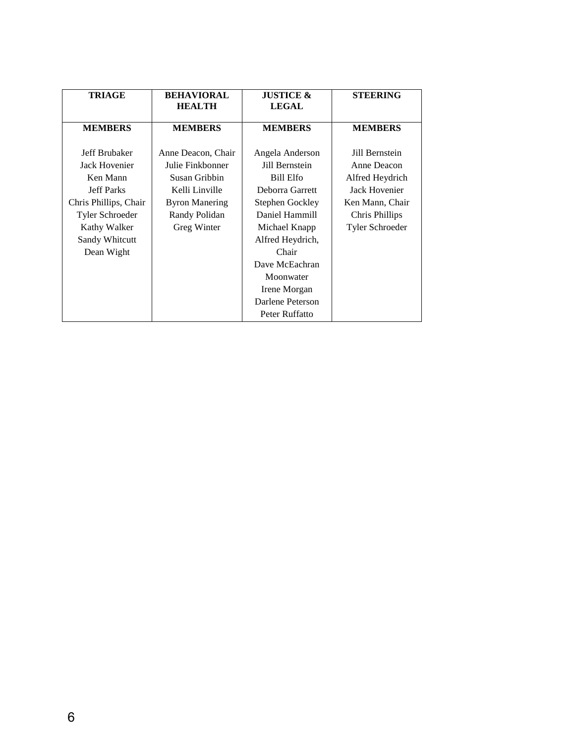| TRIAGE | BEHAVIORAL HEALTH | JUSTICE & LEGAL | STEERING |
|---|---|---|---|
| **MEMBERS** | **MEMBERS** | **MEMBERS** | **MEMBERS** |
| Jeff Brubaker | Anne Deacon, Chair | Angela Anderson | Jill Bernstein |
| Jack Hovenier | Julie Finkbonner | Jill Bernstein | Anne Deacon |
| Ken Mann | Susan Gribbin | Bill Elfo | Alfred Heydrich |
| Jeff Parks | Kelli Linville | Deborra Garrett | Jack Hovenier |
| Chris Phillips, Chair | Byron Manering | Stephen Gockley | Ken Mann, Chair |
| Tyler Schroeder | Randy Polidan | Daniel Hammill | Chris Phillips |
| Kathy Walker | Greg Winter | Michael Knapp | Tyler Schroeder |
| Sandy Whitcutt | | Alfred Heydrich, Chair | |
| Dean Wight | | Dave McEachran | |
| | | Moonwater | |
| | | Irene Morgan | |
| | | Darlene Peterson | |
| | | Peter Ruffatto | |